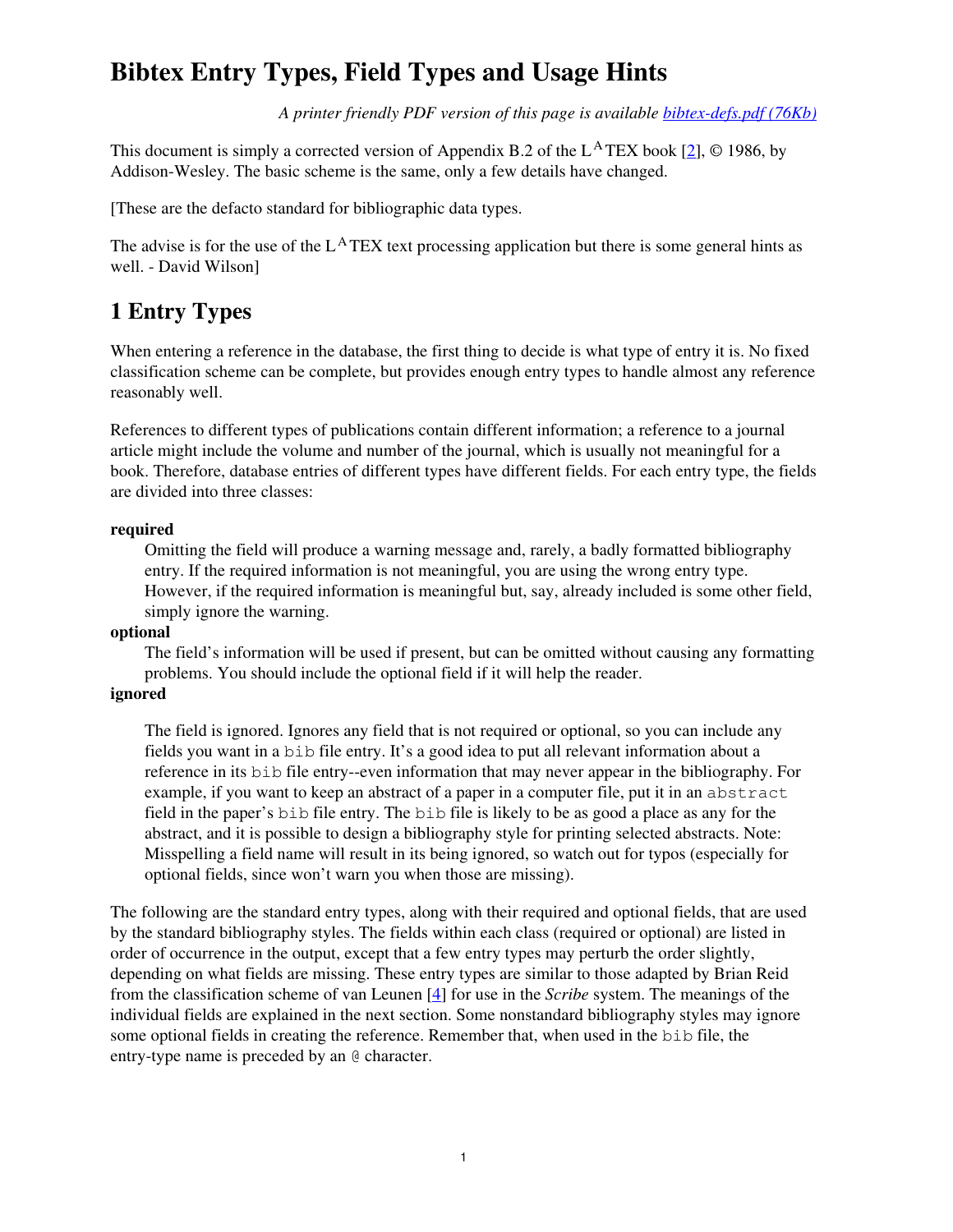# Bibtex Entry Types, Field Types and Usage Hints

*A printer friendly PDF version of this page is available bibtex-defs.pdf (76Kb)*

This document is simply a corrected version of Appendix B.2 of the LATEX book [2], © 1986, by Addison-Wesley. The basic scheme is the same, only a few details have changed.

[These are the defacto standard for bibliographic data types.

The advise is for the use of the LATEX text processing application but there is some general hints as well. - David Wilson]

## 1 Entry Types

When entering a reference in the database, the first thing to decide is what type of entry it is. No fixed classification scheme can be complete, but provides enough entry types to handle almost any reference reasonably well.

References to different types of publications contain different information; a reference to a journal article might include the volume and number of the journal, which is usually not meaningful for a book. Therefore, database entries of different types have different fields. For each entry type, the fields are divided into three classes:

**required**
: Omitting the field will produce a warning message and, rarely, a badly formatted bibliography entry. If the required information is not meaningful, you are using the wrong entry type. However, if the required information is meaningful but, say, already included is some other field, simply ignore the warning.

**optional**
: The field's information will be used if present, but can be omitted without causing any formatting problems. You should include the optional field if it will help the reader.

**ignored**
: The field is ignored. Ignores any field that is not required or optional, so you can include any fields you want in a `bib` file entry. It's a good idea to put all relevant information about a reference in its `bib` file entry--even information that may never appear in the bibliography. For example, if you want to keep an abstract of a paper in a computer file, put it in an `abstract` field in the paper's `bib` file entry. The `bib` file is likely to be as good a place as any for the abstract, and it is possible to design a bibliography style for printing selected abstracts. Note: Misspelling a field name will result in its being ignored, so watch out for typos (especially for optional fields, since won't warn you when those are missing).

The following are the standard entry types, along with their required and optional fields, that are used by the standard bibliography styles. The fields within each class (required or optional) are listed in order of occurrence in the output, except that a few entry types may perturb the order slightly, depending on what fields are missing. These entry types are similar to those adapted by Brian Reid from the classification scheme of van Leunen [4] for use in the *Scribe* system. The meanings of the individual fields are explained in the next section. Some nonstandard bibliography styles may ignore some optional fields in creating the reference. Remember that, when used in the `bib` file, the entry-type name is preceded by an `@` character.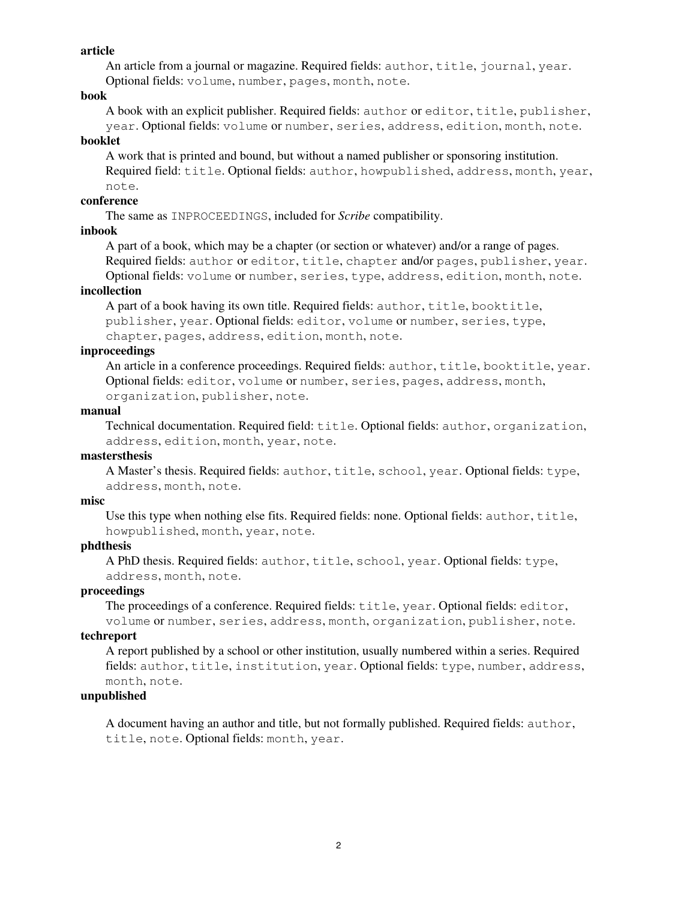**article**
: An article from a journal or magazine. Required fields: `author`, `title`, `journal`, `year`. Optional fields: `volume`, `number`, `pages`, `month`, `note`.

**book**
: A book with an explicit publisher. Required fields: `author` or `editor`, `title`, `publisher`, `year`. Optional fields: `volume` or `number`, `series`, `address`, `edition`, `month`, `note`.

**booklet**
: A work that is printed and bound, but without a named publisher or sponsoring institution. Required field: `title`. Optional fields: `author`, `howpublished`, `address`, `month`, `year`, `note`.

**conference**
: The same as `INPROCEEDINGS`, included for *Scribe* compatibility.

**inbook**
: A part of a book, which may be a chapter (or section or whatever) and/or a range of pages. Required fields: `author` or `editor`, `title`, `chapter` and/or `pages`, `publisher`, `year`. Optional fields: `volume` or `number`, `series`, `type`, `address`, `edition`, `month`, `note`.

**incollection**
: A part of a book having its own title. Required fields: `author`, `title`, `booktitle`, `publisher`, `year`. Optional fields: `editor`, `volume` or `number`, `series`, `type`, `chapter`, `pages`, `address`, `edition`, `month`, `note`.

**inproceedings**
: An article in a conference proceedings. Required fields: `author`, `title`, `booktitle`, `year`. Optional fields: `editor`, `volume` or `number`, `series`, `pages`, `address`, `month`, `organization`, `publisher`, `note`.

**manual**
: Technical documentation. Required field: `title`. Optional fields: `author`, `organization`, `address`, `edition`, `month`, `year`, `note`.

**mastersthesis**
: A Master's thesis. Required fields: `author`, `title`, `school`, `year`. Optional fields: `type`, `address`, `month`, `note`.

**misc**
: Use this type when nothing else fits. Required fields: none. Optional fields: `author`, `title`, `howpublished`, `month`, `year`, `note`.

**phdthesis**
: A PhD thesis. Required fields: `author`, `title`, `school`, `year`. Optional fields: `type`, `address`, `month`, `note`.

**proceedings**
: The proceedings of a conference. Required fields: `title`, `year`. Optional fields: `editor`, `volume` or `number`, `series`, `address`, `month`, `organization`, `publisher`, `note`.

**techreport**
: A report published by a school or other institution, usually numbered within a series. Required fields: `author`, `title`, `institution`, `year`. Optional fields: `type`, `number`, `address`, `month`, `note`.

**unpublished**
: A document having an author and title, but not formally published. Required fields: `author`, `title`, `note`. Optional fields: `month`, `year`.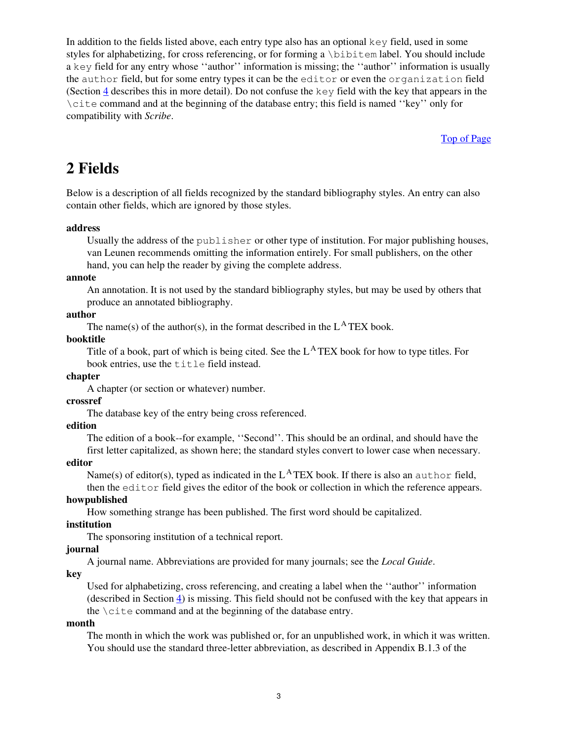In addition to the fields listed above, each entry type also has an optional `key` field, used in some styles for alphabetizing, for cross referencing, or for forming a `\bibitem` label. You should include a `key` field for any entry whose ''author'' information is missing; the ''author'' information is usually the `author` field, but for some entry types it can be the `editor` or even the `organization` field (Section 4 describes this in more detail). Do not confuse the `key` field with the key that appears in the `\cite` command and at the beginning of the database entry; this field is named ''key'' only for compatibility with *Scribe*.

Top of Page

# 2 Fields

Below is a description of all fields recognized by the standard bibliography styles. An entry can also contain other fields, which are ignored by those styles.

**address**
: Usually the address of the `publisher` or other type of institution. For major publishing houses, van Leunen recommends omitting the information entirely. For small publishers, on the other hand, you can help the reader by giving the complete address.

**annote**
: An annotation. It is not used by the standard bibliography styles, but may be used by others that produce an annotated bibliography.

**author**
: The name(s) of the author(s), in the format described in the LATEX book.

**booktitle**
: Title of a book, part of which is being cited. See the LATEX book for how to type titles. For book entries, use the `title` field instead.

**chapter**
: A chapter (or section or whatever) number.

**crossref**
: The database key of the entry being cross referenced.

**edition**
: The edition of a book--for example, ''Second''. This should be an ordinal, and should have the first letter capitalized, as shown here; the standard styles convert to lower case when necessary.

**editor**
: Name(s) of editor(s), typed as indicated in the LATEX book. If there is also an `author` field, then the `editor` field gives the editor of the book or collection in which the reference appears.

**howpublished**
: How something strange has been published. The first word should be capitalized.

**institution**
: The sponsoring institution of a technical report.

**journal**
: A journal name. Abbreviations are provided for many journals; see the *Local Guide*.

**key**
: Used for alphabetizing, cross referencing, and creating a label when the ''author'' information (described in Section 4) is missing. This field should not be confused with the key that appears in the `\cite` command and at the beginning of the database entry.

**month**
: The month in which the work was published or, for an unpublished work, in which it was written. You should use the standard three-letter abbreviation, as described in Appendix B.1.3 of the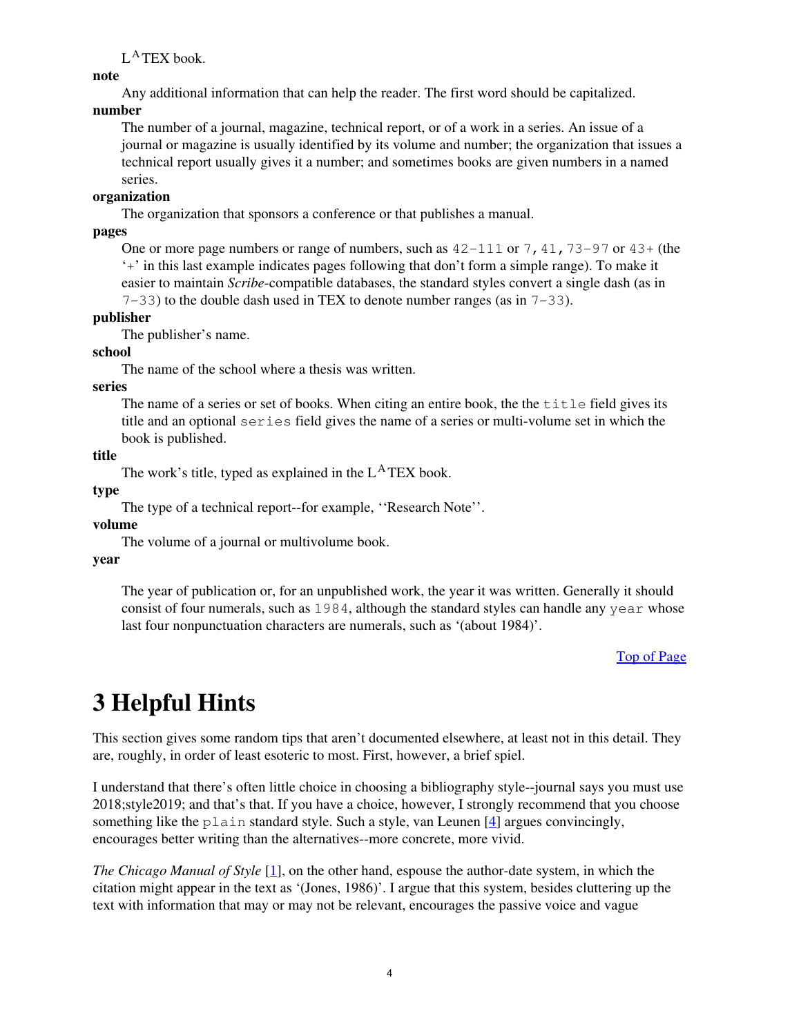LATEX book.

**note**

Any additional information that can help the reader. The first word should be capitalized.

**number**

The number of a journal, magazine, technical report, or of a work in a series. An issue of a journal or magazine is usually identified by its volume and number; the organization that issues a technical report usually gives it a number; and sometimes books are given numbers in a named series.

**organization**

The organization that sponsors a conference or that publishes a manual.

**pages**

One or more page numbers or range of numbers, such as `42-111` or `7,41,73-97` or `43+` (the '`+`' in this last example indicates pages following that don't form a simple range). To make it easier to maintain *Scribe*-compatible databases, the standard styles convert a single dash (as in `7-33`) to the double dash used in TEX to denote number ranges (as in `7-33`).

**publisher**

The publisher's name.

**school**

The name of the school where a thesis was written.

**series**

The name of a series or set of books. When citing an entire book, the the `title` field gives its title and an optional `series` field gives the name of a series or multi-volume set in which the book is published.

**title**

The work's title, typed as explained in the LATEX book.

**type**

The type of a technical report--for example, ''Research Note''.

**volume**

The volume of a journal or multivolume book.

**year**

The year of publication or, for an unpublished work, the year it was written. Generally it should consist of four numerals, such as `1984`, although the standard styles can handle any `year` whose last four nonpunctuation characters are numerals, such as '(about 1984)'.

Top of Page

# 3 Helpful Hints

This section gives some random tips that aren't documented elsewhere, at least not in this detail. They are, roughly, in order of least esoteric to most. First, however, a brief spiel.

I understand that there's often little choice in choosing a bibliography style--journal says you must use 2018;style2019; and that's that. If you have a choice, however, I strongly recommend that you choose something like the `plain` standard style. Such a style, van Leunen [4] argues convincingly, encourages better writing than the alternatives--more concrete, more vivid.

*The Chicago Manual of Style* [1], on the other hand, espouse the author-date system, in which the citation might appear in the text as '(Jones, 1986)'. I argue that this system, besides cluttering up the text with information that may or may not be relevant, encourages the passive voice and vague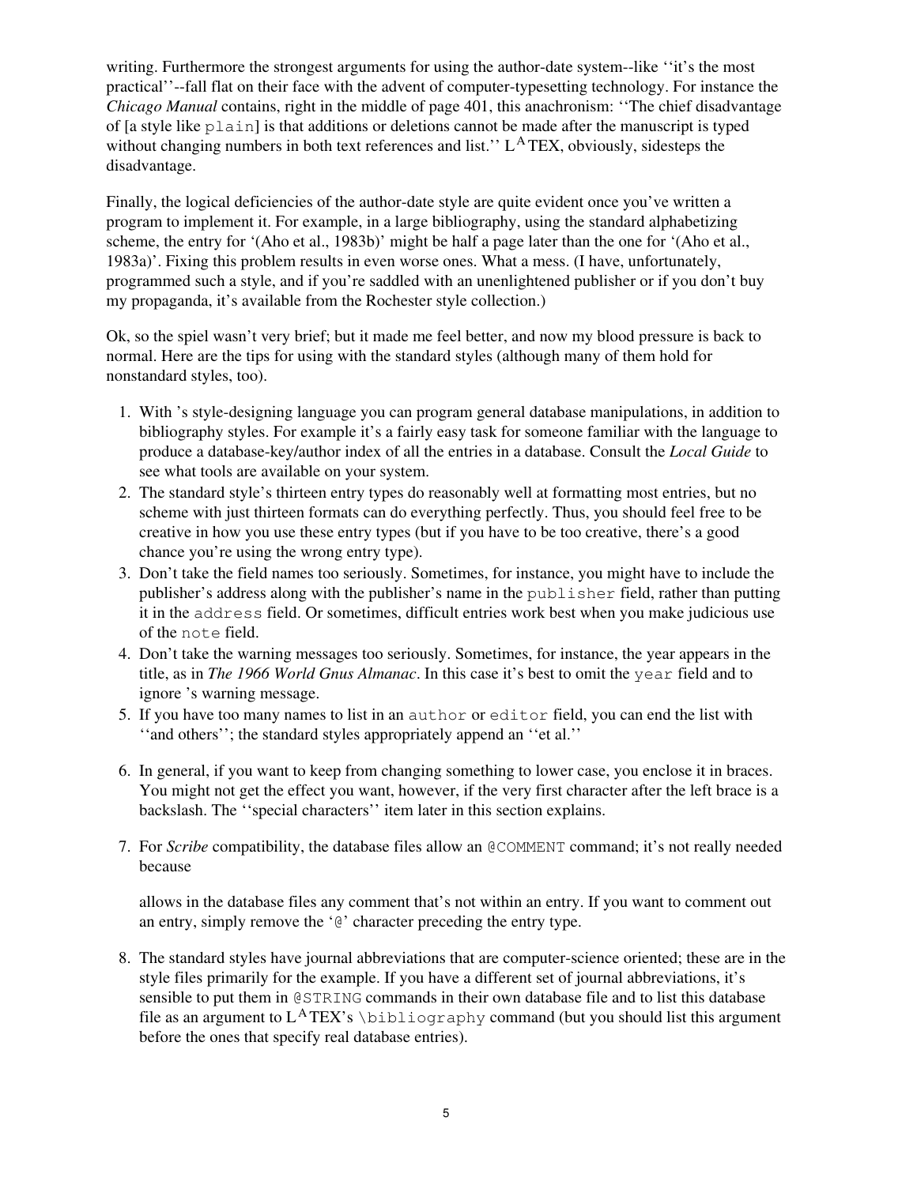writing. Furthermore the strongest arguments for using the author-date system--like ‘‘it’s the most practical’’--fall flat on their face with the advent of computer-typesetting technology. For instance the *Chicago Manual* contains, right in the middle of page 401, this anachronism: ‘‘The chief disadvantage of [a style like `plain`] is that additions or deletions cannot be made after the manuscript is typed without changing numbers in both text references and list.’’ LATEX, obviously, sidesteps the disadvantage.

Finally, the logical deficiencies of the author-date style are quite evident once you’ve written a program to implement it. For example, in a large bibliography, using the standard alphabetizing scheme, the entry for ‘(Aho et al., 1983b)’ might be half a page later than the one for ‘(Aho et al., 1983a)’. Fixing this problem results in even worse ones. What a mess. (I have, unfortunately, programmed such a style, and if you’re saddled with an unenlightened publisher or if you don’t buy my propaganda, it’s available from the Rochester style collection.)

Ok, so the spiel wasn’t very brief; but it made me feel better, and now my blood pressure is back to normal. Here are the tips for using with the standard styles (although many of them hold for nonstandard styles, too).

1. With ’s style-designing language you can program general database manipulations, in addition to bibliography styles. For example it’s a fairly easy task for someone familiar with the language to produce a database-key/author index of all the entries in a database. Consult the *Local Guide* to see what tools are available on your system.
2. The standard style’s thirteen entry types do reasonably well at formatting most entries, but no scheme with just thirteen formats can do everything perfectly. Thus, you should feel free to be creative in how you use these entry types (but if you have to be too creative, there’s a good chance you’re using the wrong entry type).
3. Don’t take the field names too seriously. Sometimes, for instance, you might have to include the publisher’s address along with the publisher’s name in the `publisher` field, rather than putting it in the `address` field. Or sometimes, difficult entries work best when you make judicious use of the `note` field.
4. Don’t take the warning messages too seriously. Sometimes, for instance, the year appears in the title, as in *The 1966 World Gnus Almanac*. In this case it’s best to omit the `year` field and to ignore ’s warning message.
5. If you have too many names to list in an `author` or `editor` field, you can end the list with ‘‘and others’’; the standard styles appropriately append an ‘‘et al.’’
6. In general, if you want to keep from changing something to lower case, you enclose it in braces. You might not get the effect you want, however, if the very first character after the left brace is a backslash. The ‘‘special characters’’ item later in this section explains.
7. For *Scribe* compatibility, the database files allow an `@COMMENT` command; it’s not really needed because

   allows in the database files any comment that’s not within an entry. If you want to comment out an entry, simply remove the ‘`@`’ character preceding the entry type.

8. The standard styles have journal abbreviations that are computer-science oriented; these are in the style files primarily for the example. If you have a different set of journal abbreviations, it’s sensible to put them in `@STRING` commands in their own database file and to list this database file as an argument to LATEX’s `\bibliography` command (but you should list this argument before the ones that specify real database entries).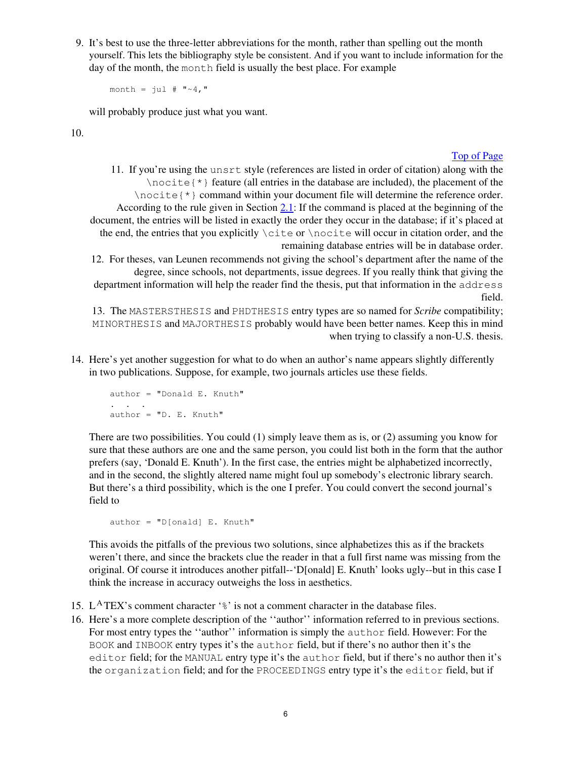9. It's best to use the three-letter abbreviations for the month, rather than spelling out the month yourself. This lets the bibliography style be consistent. And if you want to include information for the day of the month, the `month` field is usually the best place. For example

```
month = jul # "~4,"
```

will probably produce just what you want.

10.

[Top of Page]

11. If you're using the `unsrt` style (references are listed in order of citation) along with the `\nocite{*}` feature (all entries in the database are included), the placement of the `\nocite{*}` command within your document file will determine the reference order. According to the rule given in Section 2.1: If the command is placed at the beginning of the document, the entries will be listed in exactly the order they occur in the database; if it's placed at the end, the entries that you explicitly `\cite` or `\nocite` will occur in citation order, and the remaining database entries will be in database order.

12. For theses, van Leunen recommends not giving the school's department after the name of the degree, since schools, not departments, issue degrees. If you really think that giving the department information will help the reader find the thesis, put that information in the `address` field.

13. The `MASTERSTHESIS` and `PHDTHESIS` entry types are so named for *Scribe* compatibility; `MINORTHESIS` and `MAJORTHESIS` probably would have been better names. Keep this in mind when trying to classify a non-U.S. thesis.

14. Here's yet another suggestion for what to do when an author's name appears slightly differently in two publications. Suppose, for example, two journals articles use these fields.

```
author = "Donald E. Knuth"
. . .
author = "D. E. Knuth"
```

There are two possibilities. You could (1) simply leave them as is, or (2) assuming you know for sure that these authors are one and the same person, you could list both in the form that the author prefers (say, 'Donald E. Knuth'). In the first case, the entries might be alphabetized incorrectly, and in the second, the slightly altered name might foul up somebody's electronic library search. But there's a third possibility, which is the one I prefer. You could convert the second journal's field to

```
author = "D[onald] E. Knuth"
```

This avoids the pitfalls of the previous two solutions, since alphabetizes this as if the brackets weren't there, and since the brackets clue the reader in that a full first name was missing from the original. Of course it introduces another pitfall--'D[onald] E. Knuth' looks ugly--but in this case I think the increase in accuracy outweighs the loss in aesthetics.

15. LATEX's comment character '%' is not a comment character in the database files.

16. Here's a more complete description of the ''author'' information referred to in previous sections. For most entry types the ''author'' information is simply the `author` field. However: For the `BOOK` and `INBOOK` entry types it's the `author` field, but if there's no author then it's the `editor` field; for the `MANUAL` entry type it's the `author` field, but if there's no author then it's the `organization` field; and for the `PROCEEDINGS` entry type it's the `editor` field, but if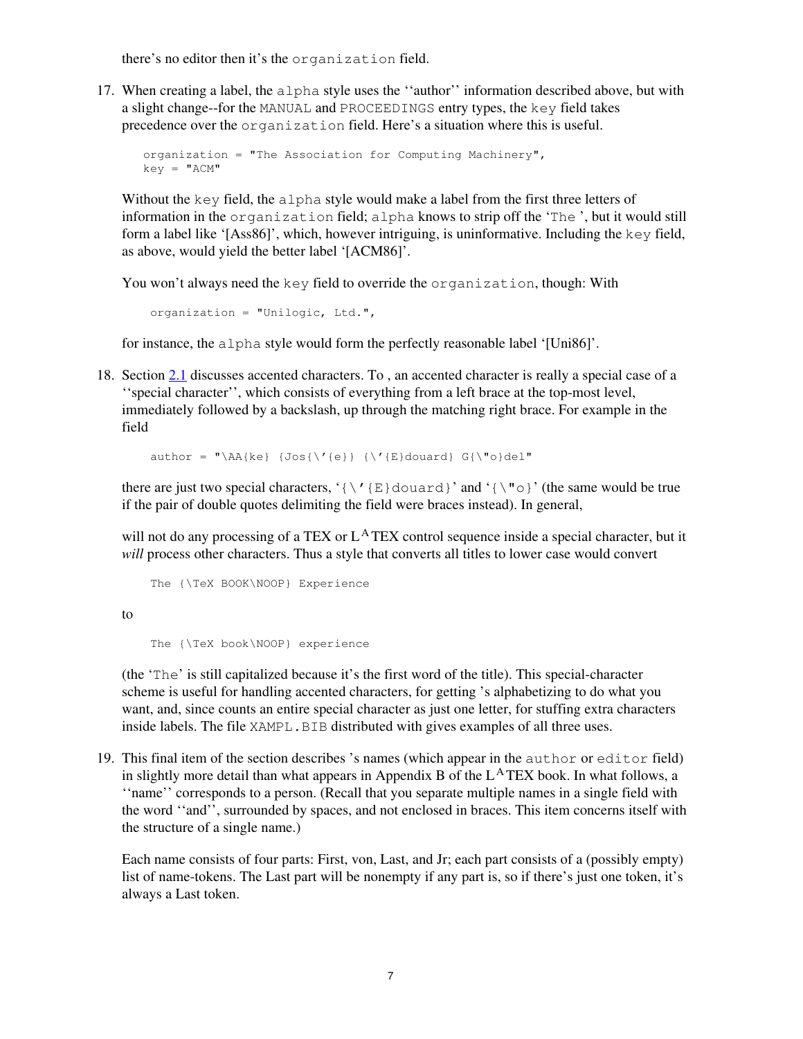there's no editor then it's the `organization` field.

17. When creating a label, the `alpha` style uses the ''author'' information described above, but with a slight change--for the `MANUAL` and `PROCEEDINGS` entry types, the `key` field takes precedence over the `organization` field. Here's a situation where this is useful.

    ```
    organization = "The Association for Computing Machinery",
    key = "ACM"
    ```

    Without the `key` field, the `alpha` style would make a label from the first three letters of information in the `organization` field; `alpha` knows to strip off the '`The` ', but it would still form a label like '[Ass86]', which, however intriguing, is uninformative. Including the `key` field, as above, would yield the better label '[ACM86]'.

    You won't always need the `key` field to override the `organization`, though: With

    ```
    organization = "Unilogic, Ltd.",
    ```

    for instance, the `alpha` style would form the perfectly reasonable label '[Uni86]'.

18. Section 2.1 discusses accented characters. To , an accented character is really a special case of a ''special character'', which consists of everything from a left brace at the top-most level, immediately followed by a backslash, up through the matching right brace. For example in the field

    ```
    author = "\AA{ke} {Jos{\'{e}} {\'{E}douard} G{\"o}del"
    ```

    there are just two special characters, '`{\'{E}douard}`' and '`{\"o}`' (the same would be true if the pair of double quotes delimiting the field were braces instead). In general,

    will not do any processing of a TEX or L<sup>A</sup>TEX control sequence inside a special character, but it *will* process other characters. Thus a style that converts all titles to lower case would convert

    ```
    The {\TeX BOOK\NOOP} Experience
    ```

    to

    ```
    The {\TeX book\NOOP} experience
    ```

    (the '`The`' is still capitalized because it's the first word of the title). This special-character scheme is useful for handling accented characters, for getting 's alphabetizing to do what you want, and, since counts an entire special character as just one letter, for stuffing extra characters inside labels. The file `XAMPL.BIB` distributed with gives examples of all three uses.

19. This final item of the section describes 's names (which appear in the `author` or `editor` field) in slightly more detail than what appears in Appendix B of the LATEX book. In what follows, a ''name'' corresponds to a person. (Recall that you separate multiple names in a single field with the word ''and'', surrounded by spaces, and not enclosed in braces. This item concerns itself with the structure of a single name.)

    Each name consists of four parts: First, von, Last, and Jr; each part consists of a (possibly empty) list of name-tokens. The Last part will be nonempty if any part is, so if there's just one token, it's always a Last token.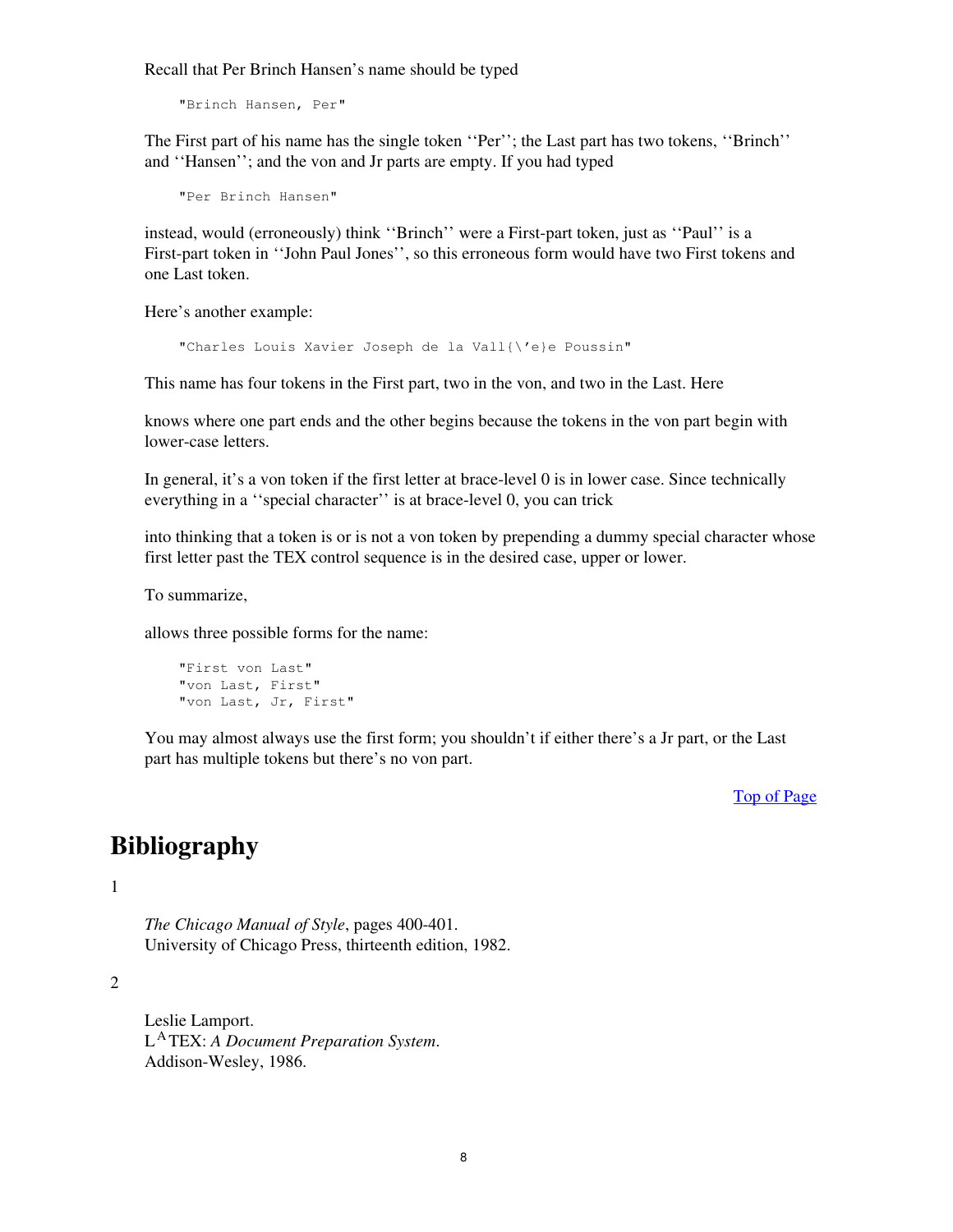Recall that Per Brinch Hansen's name should be typed

```
"Brinch Hansen, Per"
```

The First part of his name has the single token ''Per''; the Last part has two tokens, ''Brinch'' and ''Hansen''; and the von and Jr parts are empty. If you had typed

```
"Per Brinch Hansen"
```

instead, would (erroneously) think ''Brinch'' were a First-part token, just as ''Paul'' is a First-part token in ''John Paul Jones'', so this erroneous form would have two First tokens and one Last token.

Here's another example:

```
"Charles Louis Xavier Joseph de la Vall{\'e}e Poussin"
```

This name has four tokens in the First part, two in the von, and two in the Last. Here

knows where one part ends and the other begins because the tokens in the von part begin with lower-case letters.

In general, it's a von token if the first letter at brace-level 0 is in lower case. Since technically everything in a ''special character'' is at brace-level 0, you can trick

into thinking that a token is or is not a von token by prepending a dummy special character whose first letter past the TEX control sequence is in the desired case, upper or lower.

To summarize,

allows three possible forms for the name:

```
"First von Last"
"von Last, First"
"von Last, Jr, First"
```

You may almost always use the first form; you shouldn't if either there's a Jr part, or the Last part has multiple tokens but there's no von part.

Top of Page

## Bibliography

1

*The Chicago Manual of Style*, pages 400-401.
University of Chicago Press, thirteenth edition, 1982.

2

Leslie Lamport.
LATEX: *A Document Preparation System*.
Addison-Wesley, 1986.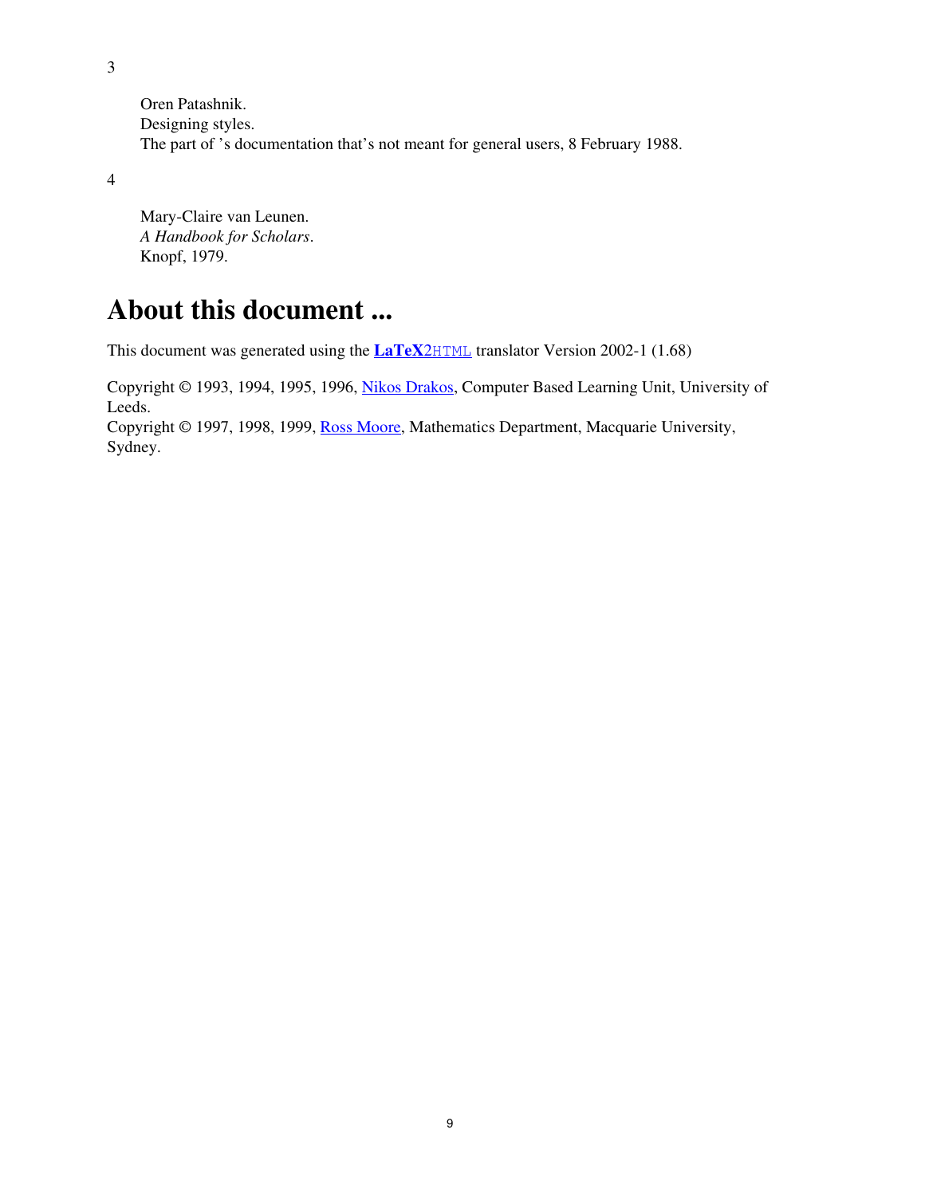3

Oren Patashnik.
Designing styles.
The part of 's documentation that's not meant for general users, 8 February 1988.

4

Mary-Claire van Leunen.
*A Handbook for Scholars*.
Knopf, 1979.

# About this document ...

This document was generated using the **LaTeX**2`HTML` translator Version 2002-1 (1.68)

Copyright © 1993, 1994, 1995, 1996, Nikos Drakos, Computer Based Learning Unit, University of Leeds.
Copyright © 1997, 1998, 1999, Ross Moore, Mathematics Department, Macquarie University, Sydney.